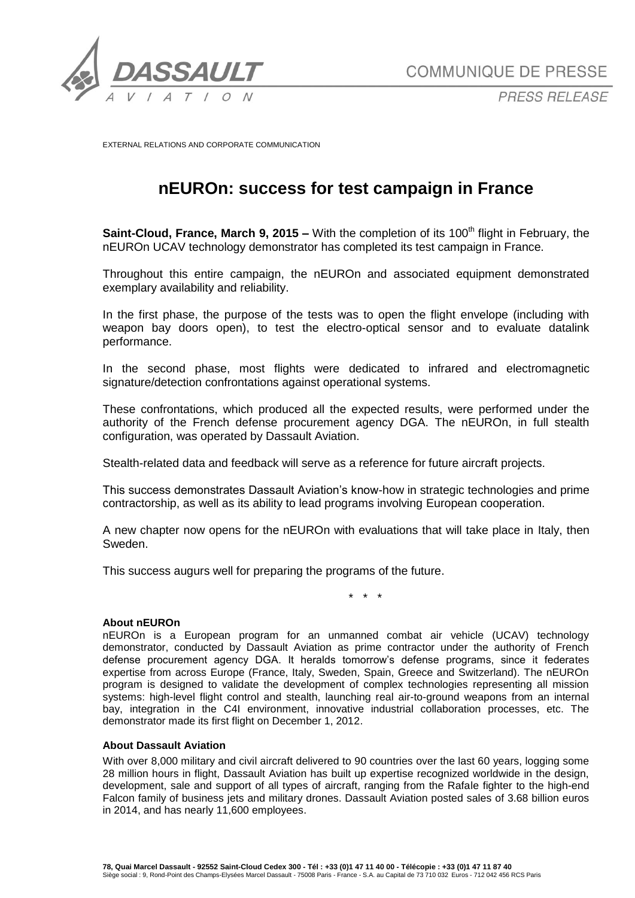COMMUNIQUE DE PRESSE

*PRESS RELEASE*

EXTERNAL RELATIONS AND CORPORATE COMMUNICATION

# nEUROn: success for test campaign in France

**Saint-Cloud, France, March 9, 2015 –** With the completion of its 100th flight in February, the nEUROn UCAV technology demonstrator has completed its test campaign in France.

Throughout this entire campaign, the nEUROn and associated equipment demonstrated exemplary availability and reliability.

In the first phase, the purpose of the tests was to open the flight envelope (including with weapon bay doors open), to test the electro-optical sensor and to evaluate datalink performance.

In the second phase, most flights were dedicated to infrared and electromagnetic signature/detection confrontations against operational systems.

These confrontations, which produced all the expected results, were performed under the authority of the French defense procurement agency DGA. The nEUROn, in full stealth configuration, was operated by Dassault Aviation.

Stealth-related data and feedback will serve as a reference for future aircraft projects.

This success demonstrates Dassault Aviation's know-how in strategic technologies and prime contractorship, as well as its ability to lead programs involving European cooperation.

A new chapter now opens for the nEUROn with evaluations that will take place in Italy, then Sweden.

This success augurs well for preparing the programs of the future.

\* \* \*

**About nEUROn**

nEUROn is a European program for an unmanned combat air vehicle (UCAV) technology demonstrator, conducted by Dassault Aviation as prime contractor under the authority of French defense procurement agency DGA. It heralds tomorrow's defense programs, since it federates expertise from across Europe (France, Italy, Sweden, Spain, Greece and Switzerland). The nEUROn program is designed to validate the development of complex technologies representing all mission systems: high-level flight control and stealth, launching real air-to-ground weapons from an internal bay, integration in the C4I environment, innovative industrial collaboration processes, etc. The demonstrator made its first flight on December 1, 2012.

**About Dassault Aviation**

With over 8,000 military and civil aircraft delivered to 90 countries over the last 60 years, logging some 28 million hours in flight, Dassault Aviation has built up expertise recognized worldwide in the design, development, sale and support of all types of aircraft, ranging from the Rafale fighter to the high-end Falcon family of business jets and military drones. Dassault Aviation posted sales of 3.68 billion euros in 2014, and has nearly 11,600 employees.

**78, Quai Marcel Dassault - 92552 Saint-Cloud Cedex 300 - Tél : +33 (0)1 47 11 40 00 - Télécopie : +33 (0)1 47 11 87 40**
Siège social : 9, Rond-Point des Champs-Elysées Marcel Dassault - 75008 Paris - France - S.A. au Capital de 73 710 032 Euros - 712 042 456 RCS Paris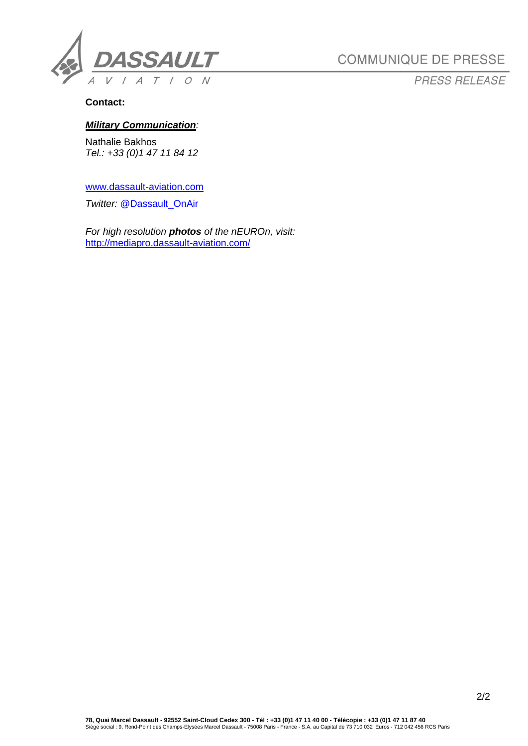**Contact:**

***Military Communication***:

Nathalie Bakhos
*Tel.: +33 (0)1 47 11 84 12*

www.dassault-aviation.com

*Twitter:* @Dassault_OnAir

*For high resolution **photos** of the nEUROn, visit:*
http://mediapro.dassault-aviation.com/